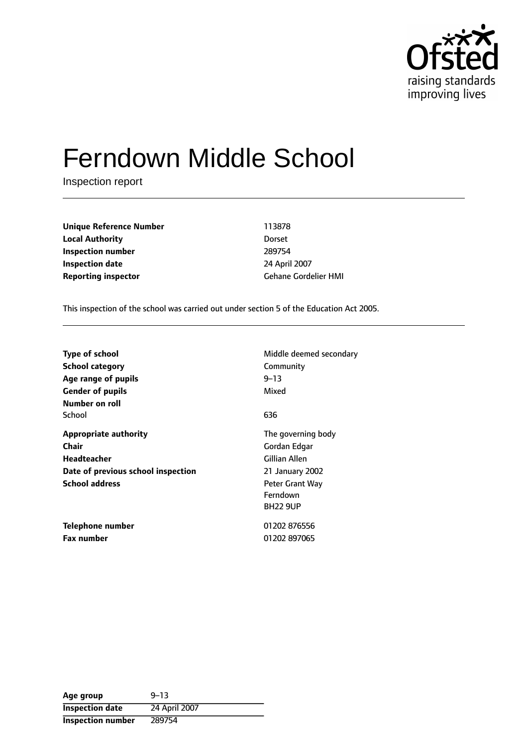# Ferndown Middle School

Inspection report

| | |
|---|---|
| **Unique Reference Number** | 113878 |
| **Local Authority** | Dorset |
| **Inspection number** | 289754 |
| **Inspection date** | 24 April 2007 |
| **Reporting inspector** | Gehane Gordelier HMI |

This inspection of the school was carried out under section 5 of the Education Act 2005.

| | |
|---|---|
| **Type of school** | Middle deemed secondary |
| **School category** | Community |
| **Age range of pupils** | 9–13 |
| **Gender of pupils** | Mixed |
| **Number on roll** | |
| School | 636 |
| **Appropriate authority** | The governing body |
| **Chair** | Gordan Edgar |
| **Headteacher** | Gillian Allen |
| **Date of previous school inspection** | 21 January 2002 |
| **School address** | Peter Grant Way<br>Ferndown<br>BH22 9UP |
| **Telephone number** | 01202 876556 |
| **Fax number** | 01202 897065 |

| | |
|---|---|
| **Age group** | 9–13 |
| **Inspection date** | 24 April 2007 |
| **Inspection number** | 289754 |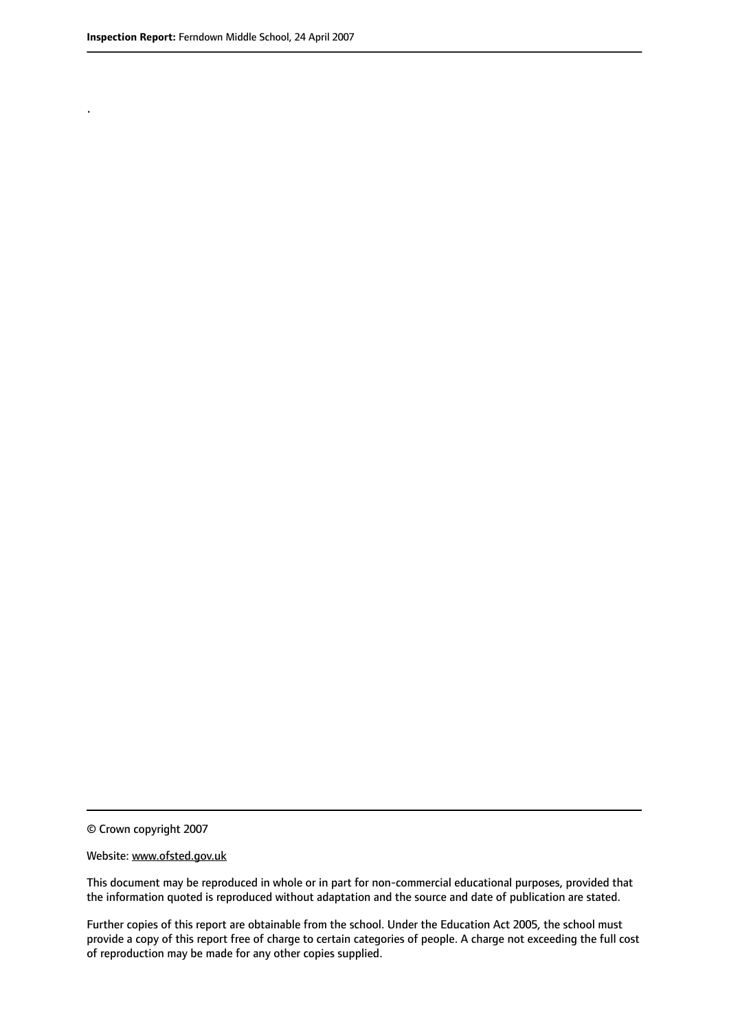.

© Crown copyright 2007

Website: www.ofsted.gov.uk

This document may be reproduced in whole or in part for non-commercial educational purposes, provided that the information quoted is reproduced without adaptation and the source and date of publication are stated.

Further copies of this report are obtainable from the school. Under the Education Act 2005, the school must provide a copy of this report free of charge to certain categories of people. A charge not exceeding the full cost of reproduction may be made for any other copies supplied.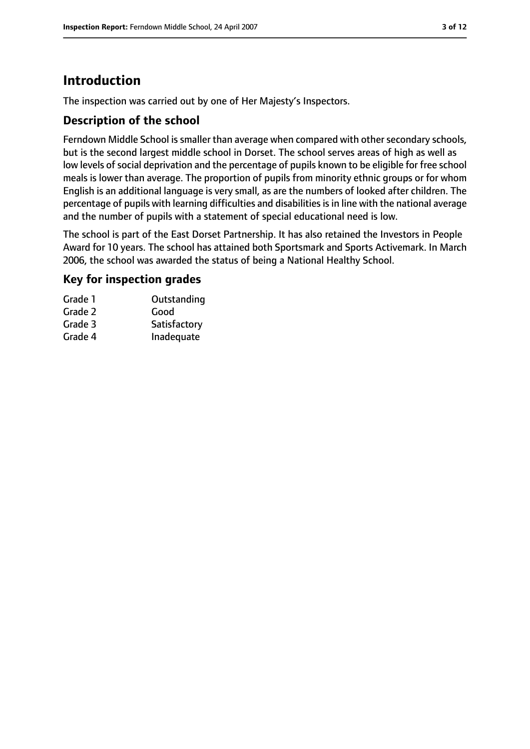# Introduction

The inspection was carried out by one of Her Majesty's Inspectors.

## Description of the school

Ferndown Middle School is smaller than average when compared with other secondary schools, but is the second largest middle school in Dorset. The school serves areas of high as well as low levels of social deprivation and the percentage of pupils known to be eligible for free school meals is lower than average. The proportion of pupils from minority ethnic groups or for whom English is an additional language is very small, as are the numbers of looked after children. The percentage of pupils with learning difficulties and disabilities is in line with the national average and the number of pupils with a statement of special educational need is low.

The school is part of the East Dorset Partnership. It has also retained the Investors in People Award for 10 years. The school has attained both Sportsmark and Sports Activemark. In March 2006, the school was awarded the status of being a National Healthy School.

## Key for inspection grades

| | |
|---|---|
| Grade 1 | Outstanding |
| Grade 2 | Good |
| Grade 3 | Satisfactory |
| Grade 4 | Inadequate |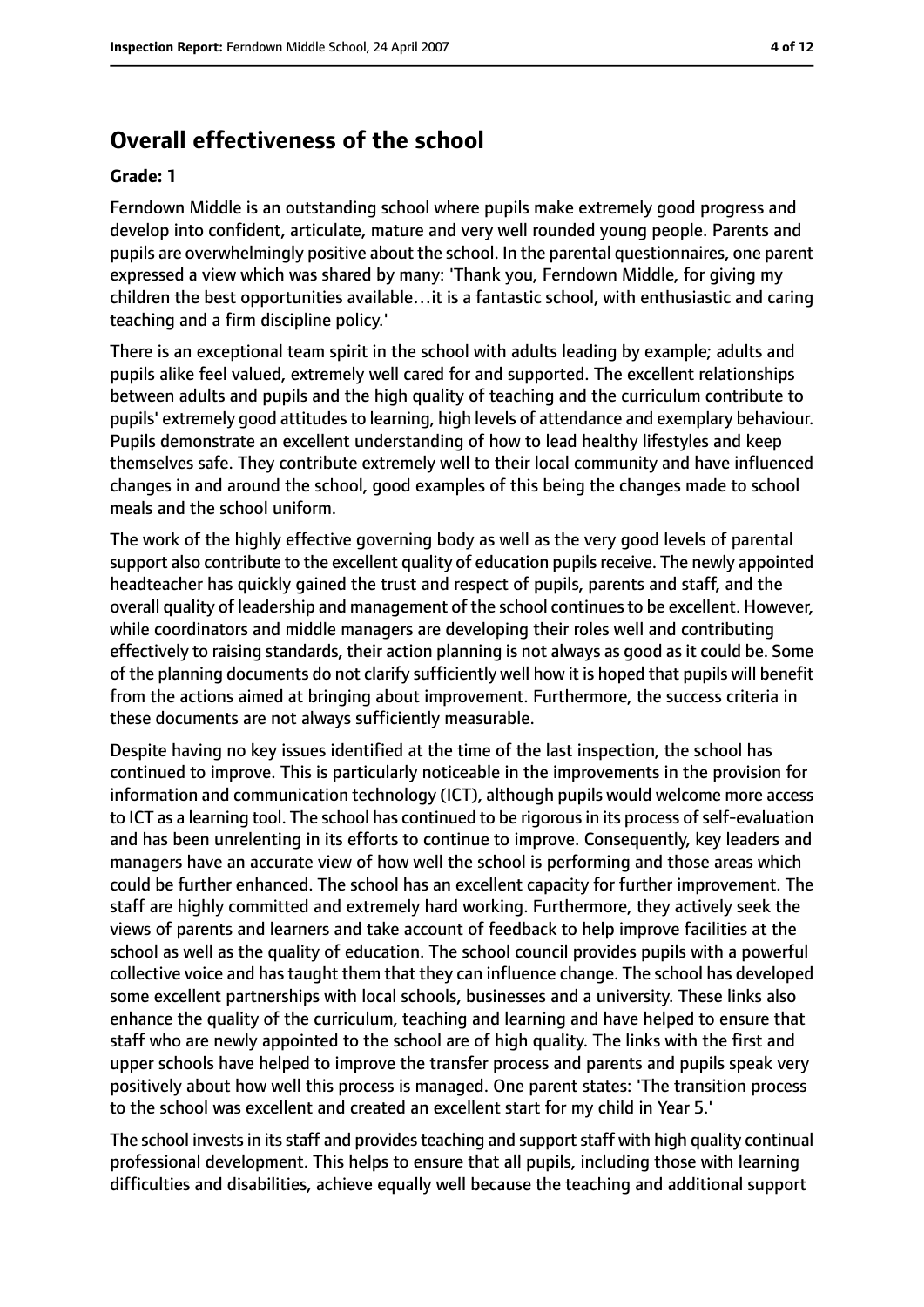## Overall effectiveness of the school

**Grade: 1**

Ferndown Middle is an outstanding school where pupils make extremely good progress and develop into confident, articulate, mature and very well rounded young people. Parents and pupils are overwhelmingly positive about the school. In the parental questionnaires, one parent expressed a view which was shared by many: 'Thank you, Ferndown Middle, for giving my children the best opportunities available…it is a fantastic school, with enthusiastic and caring teaching and a firm discipline policy.'

There is an exceptional team spirit in the school with adults leading by example; adults and pupils alike feel valued, extremely well cared for and supported. The excellent relationships between adults and pupils and the high quality of teaching and the curriculum contribute to pupils' extremely good attitudes to learning, high levels of attendance and exemplary behaviour. Pupils demonstrate an excellent understanding of how to lead healthy lifestyles and keep themselves safe. They contribute extremely well to their local community and have influenced changes in and around the school, good examples of this being the changes made to school meals and the school uniform.

The work of the highly effective governing body as well as the very good levels of parental support also contribute to the excellent quality of education pupils receive. The newly appointed headteacher has quickly gained the trust and respect of pupils, parents and staff, and the overall quality of leadership and management of the school continues to be excellent. However, while coordinators and middle managers are developing their roles well and contributing effectively to raising standards, their action planning is not always as good as it could be. Some of the planning documents do not clarify sufficiently well how it is hoped that pupils will benefit from the actions aimed at bringing about improvement. Furthermore, the success criteria in these documents are not always sufficiently measurable.

Despite having no key issues identified at the time of the last inspection, the school has continued to improve. This is particularly noticeable in the improvements in the provision for information and communication technology (ICT), although pupils would welcome more access to ICT as a learning tool. The school has continued to be rigorous in its process of self-evaluation and has been unrelenting in its efforts to continue to improve. Consequently, key leaders and managers have an accurate view of how well the school is performing and those areas which could be further enhanced. The school has an excellent capacity for further improvement. The staff are highly committed and extremely hard working. Furthermore, they actively seek the views of parents and learners and take account of feedback to help improve facilities at the school as well as the quality of education. The school council provides pupils with a powerful collective voice and has taught them that they can influence change. The school has developed some excellent partnerships with local schools, businesses and a university. These links also enhance the quality of the curriculum, teaching and learning and have helped to ensure that staff who are newly appointed to the school are of high quality. The links with the first and upper schools have helped to improve the transfer process and parents and pupils speak very positively about how well this process is managed. One parent states: 'The transition process to the school was excellent and created an excellent start for my child in Year 5.'

The school invests in its staff and provides teaching and support staff with high quality continual professional development. This helps to ensure that all pupils, including those with learning difficulties and disabilities, achieve equally well because the teaching and additional support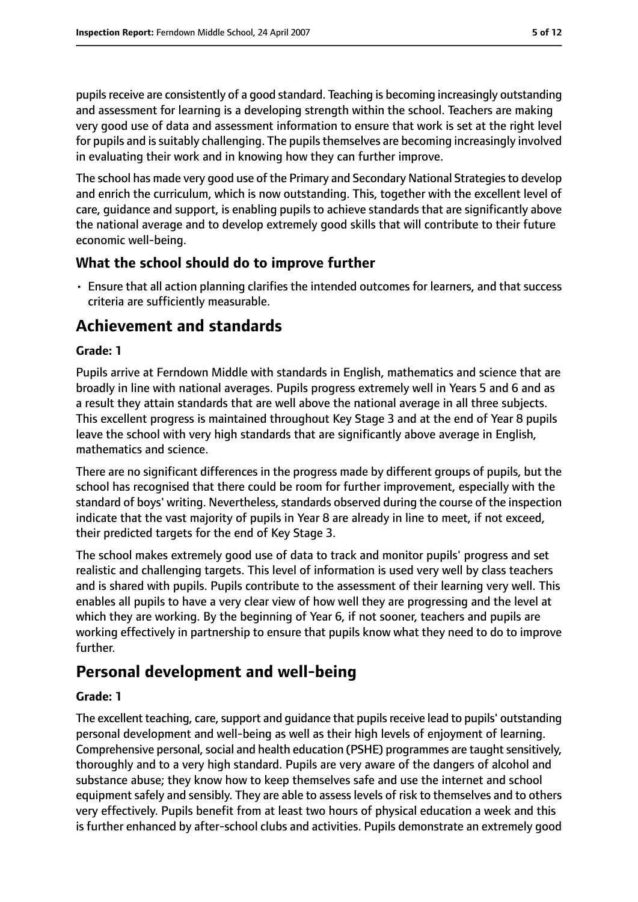pupils receive are consistently of a good standard. Teaching is becoming increasingly outstanding and assessment for learning is a developing strength within the school. Teachers are making very good use of data and assessment information to ensure that work is set at the right level for pupils and is suitably challenging. The pupils themselves are becoming increasingly involved in evaluating their work and in knowing how they can further improve.

The school has made very good use of the Primary and Secondary National Strategies to develop and enrich the curriculum, which is now outstanding. This, together with the excellent level of care, guidance and support, is enabling pupils to achieve standards that are significantly above the national average and to develop extremely good skills that will contribute to their future economic well-being.

### What the school should do to improve further

- Ensure that all action planning clarifies the intended outcomes for learners, and that success criteria are sufficiently measurable.

## Achievement and standards

**Grade: 1**

Pupils arrive at Ferndown Middle with standards in English, mathematics and science that are broadly in line with national averages. Pupils progress extremely well in Years 5 and 6 and as a result they attain standards that are well above the national average in all three subjects. This excellent progress is maintained throughout Key Stage 3 and at the end of Year 8 pupils leave the school with very high standards that are significantly above average in English, mathematics and science.

There are no significant differences in the progress made by different groups of pupils, but the school has recognised that there could be room for further improvement, especially with the standard of boys' writing. Nevertheless, standards observed during the course of the inspection indicate that the vast majority of pupils in Year 8 are already in line to meet, if not exceed, their predicted targets for the end of Key Stage 3.

The school makes extremely good use of data to track and monitor pupils' progress and set realistic and challenging targets. This level of information is used very well by class teachers and is shared with pupils. Pupils contribute to the assessment of their learning very well. This enables all pupils to have a very clear view of how well they are progressing and the level at which they are working. By the beginning of Year 6, if not sooner, teachers and pupils are working effectively in partnership to ensure that pupils know what they need to do to improve further.

## Personal development and well-being

**Grade: 1**

The excellent teaching, care, support and guidance that pupils receive lead to pupils' outstanding personal development and well-being as well as their high levels of enjoyment of learning. Comprehensive personal, social and health education (PSHE) programmes are taught sensitively, thoroughly and to a very high standard. Pupils are very aware of the dangers of alcohol and substance abuse; they know how to keep themselves safe and use the internet and school equipment safely and sensibly. They are able to assess levels of risk to themselves and to others very effectively. Pupils benefit from at least two hours of physical education a week and this is further enhanced by after-school clubs and activities. Pupils demonstrate an extremely good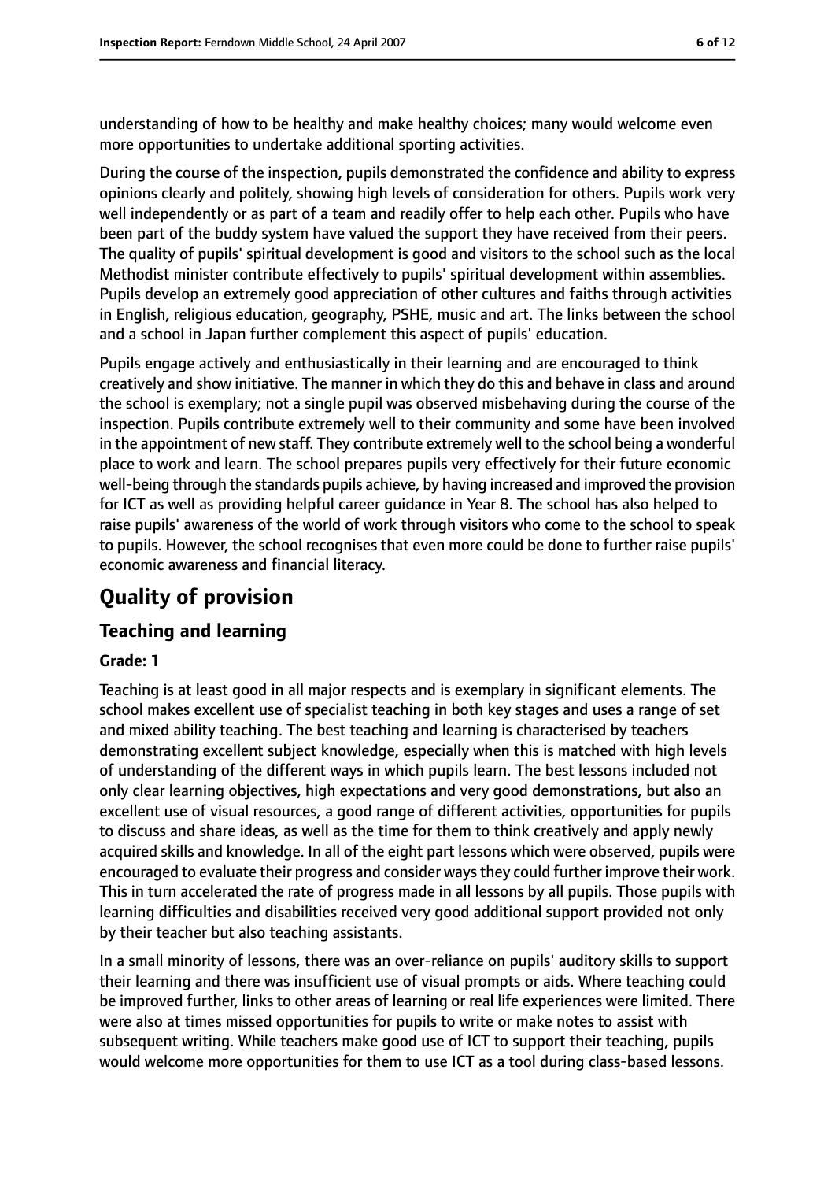understanding of how to be healthy and make healthy choices; many would welcome even more opportunities to undertake additional sporting activities.

During the course of the inspection, pupils demonstrated the confidence and ability to express opinions clearly and politely, showing high levels of consideration for others. Pupils work very well independently or as part of a team and readily offer to help each other. Pupils who have been part of the buddy system have valued the support they have received from their peers. The quality of pupils' spiritual development is good and visitors to the school such as the local Methodist minister contribute effectively to pupils' spiritual development within assemblies. Pupils develop an extremely good appreciation of other cultures and faiths through activities in English, religious education, geography, PSHE, music and art. The links between the school and a school in Japan further complement this aspect of pupils' education.

Pupils engage actively and enthusiastically in their learning and are encouraged to think creatively and show initiative. The manner in which they do this and behave in class and around the school is exemplary; not a single pupil was observed misbehaving during the course of the inspection. Pupils contribute extremely well to their community and some have been involved in the appointment of new staff. They contribute extremely well to the school being a wonderful place to work and learn. The school prepares pupils very effectively for their future economic well-being through the standards pupils achieve, by having increased and improved the provision for ICT as well as providing helpful career guidance in Year 8. The school has also helped to raise pupils' awareness of the world of work through visitors who come to the school to speak to pupils. However, the school recognises that even more could be done to further raise pupils' economic awareness and financial literacy.

# Quality of provision

## Teaching and learning

**Grade: 1**

Teaching is at least good in all major respects and is exemplary in significant elements. The school makes excellent use of specialist teaching in both key stages and uses a range of set and mixed ability teaching. The best teaching and learning is characterised by teachers demonstrating excellent subject knowledge, especially when this is matched with high levels of understanding of the different ways in which pupils learn. The best lessons included not only clear learning objectives, high expectations and very good demonstrations, but also an excellent use of visual resources, a good range of different activities, opportunities for pupils to discuss and share ideas, as well as the time for them to think creatively and apply newly acquired skills and knowledge. In all of the eight part lessons which were observed, pupils were encouraged to evaluate their progress and consider ways they could further improve their work. This in turn accelerated the rate of progress made in all lessons by all pupils. Those pupils with learning difficulties and disabilities received very good additional support provided not only by their teacher but also teaching assistants.

In a small minority of lessons, there was an over-reliance on pupils' auditory skills to support their learning and there was insufficient use of visual prompts or aids. Where teaching could be improved further, links to other areas of learning or real life experiences were limited. There were also at times missed opportunities for pupils to write or make notes to assist with subsequent writing. While teachers make good use of ICT to support their teaching, pupils would welcome more opportunities for them to use ICT as a tool during class-based lessons.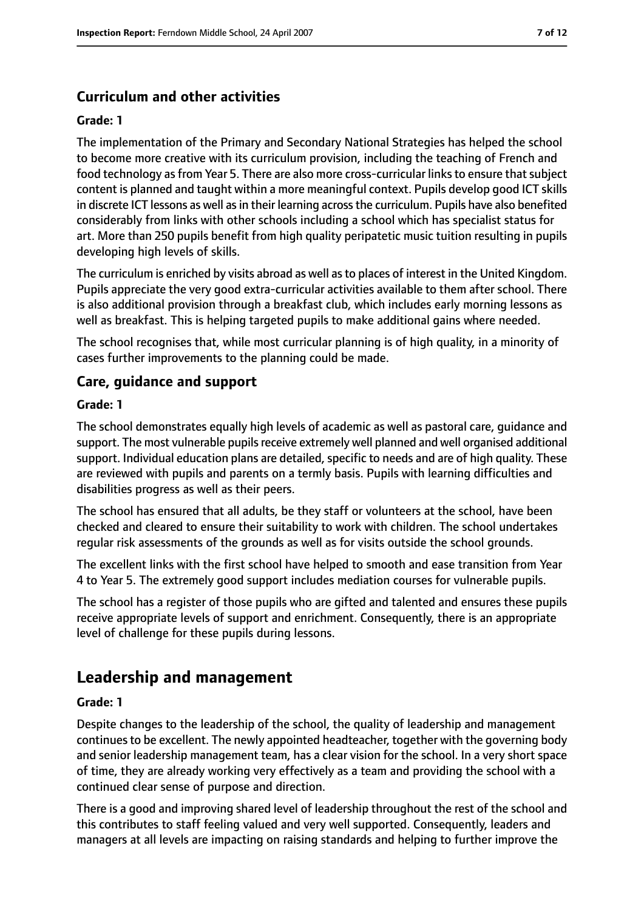### Curriculum and other activities

#### Grade: 1

The implementation of the Primary and Secondary National Strategies has helped the school to become more creative with its curriculum provision, including the teaching of French and food technology as from Year 5. There are also more cross-curricular links to ensure that subject content is planned and taught within a more meaningful context. Pupils develop good ICT skills in discrete ICT lessons as well as in their learning across the curriculum. Pupils have also benefited considerably from links with other schools including a school which has specialist status for art. More than 250 pupils benefit from high quality peripatetic music tuition resulting in pupils developing high levels of skills.

The curriculum is enriched by visits abroad as well as to places of interest in the United Kingdom. Pupils appreciate the very good extra-curricular activities available to them after school. There is also additional provision through a breakfast club, which includes early morning lessons as well as breakfast. This is helping targeted pupils to make additional gains where needed.

The school recognises that, while most curricular planning is of high quality, in a minority of cases further improvements to the planning could be made.

### Care, guidance and support

#### Grade: 1

The school demonstrates equally high levels of academic as well as pastoral care, guidance and support. The most vulnerable pupils receive extremely well planned and well organised additional support. Individual education plans are detailed, specific to needs and are of high quality. These are reviewed with pupils and parents on a termly basis. Pupils with learning difficulties and disabilities progress as well as their peers.

The school has ensured that all adults, be they staff or volunteers at the school, have been checked and cleared to ensure their suitability to work with children. The school undertakes regular risk assessments of the grounds as well as for visits outside the school grounds.

The excellent links with the first school have helped to smooth and ease transition from Year 4 to Year 5. The extremely good support includes mediation courses for vulnerable pupils.

The school has a register of those pupils who are gifted and talented and ensures these pupils receive appropriate levels of support and enrichment. Consequently, there is an appropriate level of challenge for these pupils during lessons.

## Leadership and management

#### Grade: 1

Despite changes to the leadership of the school, the quality of leadership and management continues to be excellent. The newly appointed headteacher, together with the governing body and senior leadership management team, has a clear vision for the school. In a very short space of time, they are already working very effectively as a team and providing the school with a continued clear sense of purpose and direction.

There is a good and improving shared level of leadership throughout the rest of the school and this contributes to staff feeling valued and very well supported. Consequently, leaders and managers at all levels are impacting on raising standards and helping to further improve the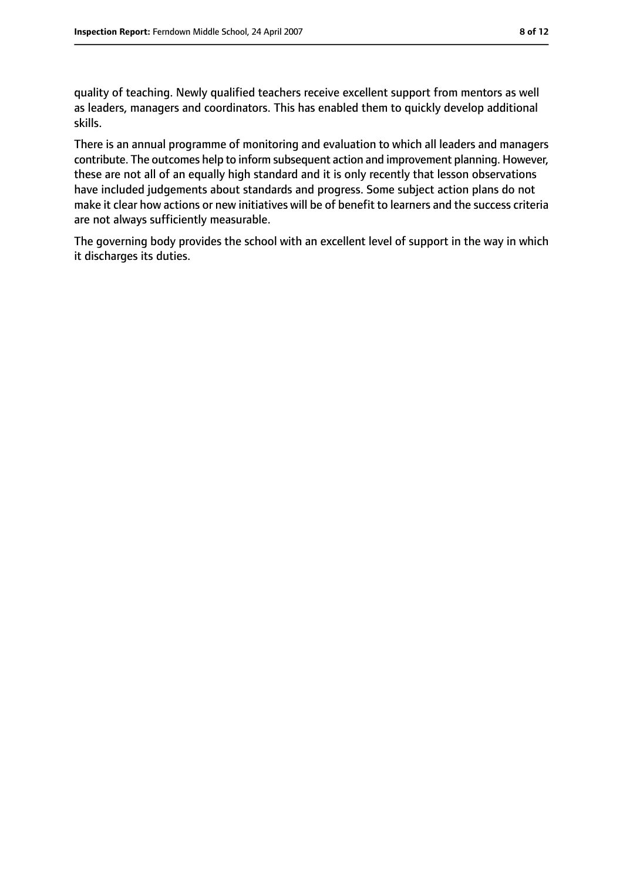quality of teaching. Newly qualified teachers receive excellent support from mentors as well as leaders, managers and coordinators. This has enabled them to quickly develop additional skills.

There is an annual programme of monitoring and evaluation to which all leaders and managers contribute. The outcomes help to inform subsequent action and improvement planning. However, these are not all of an equally high standard and it is only recently that lesson observations have included judgements about standards and progress. Some subject action plans do not make it clear how actions or new initiatives will be of benefit to learners and the success criteria are not always sufficiently measurable.

The governing body provides the school with an excellent level of support in the way in which it discharges its duties.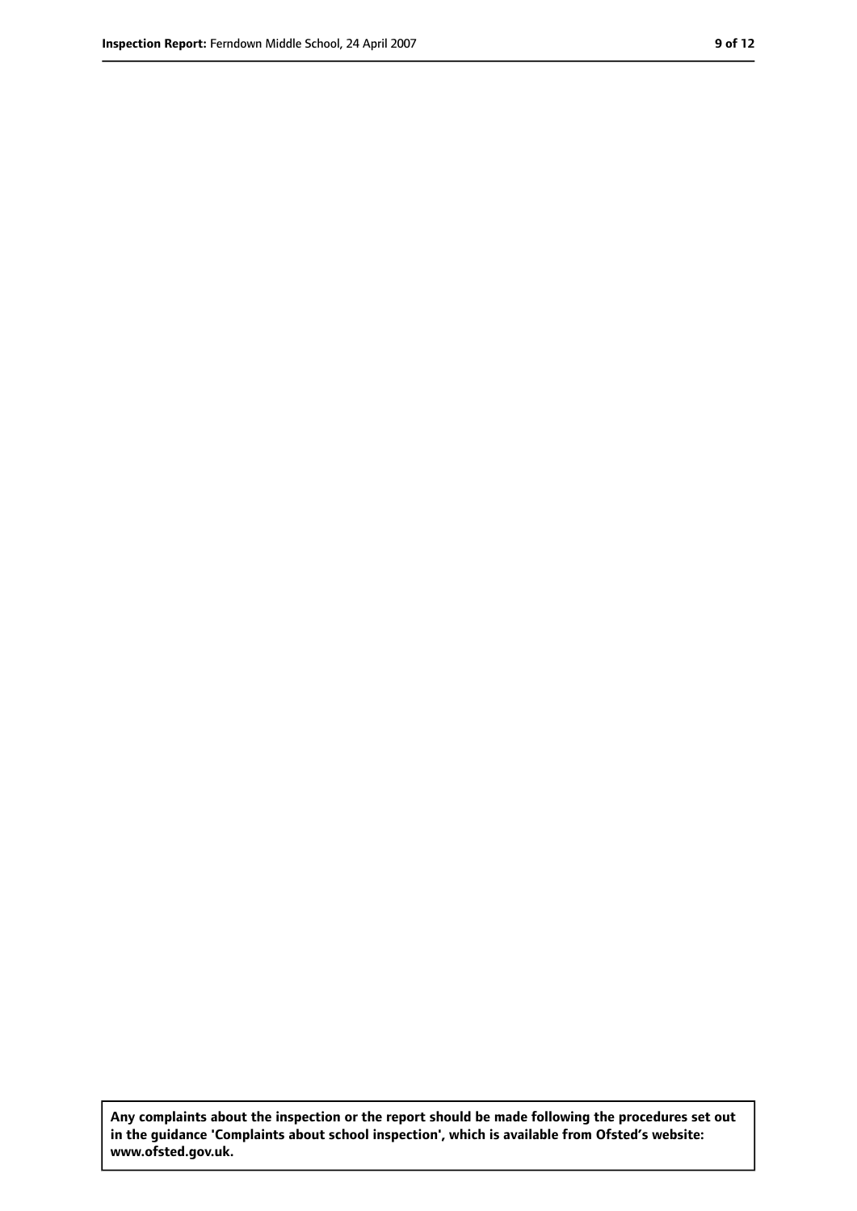**Any complaints about the inspection or the report should be made following the procedures set out in the guidance 'Complaints about school inspection', which is available from Ofsted's website: www.ofsted.gov.uk.**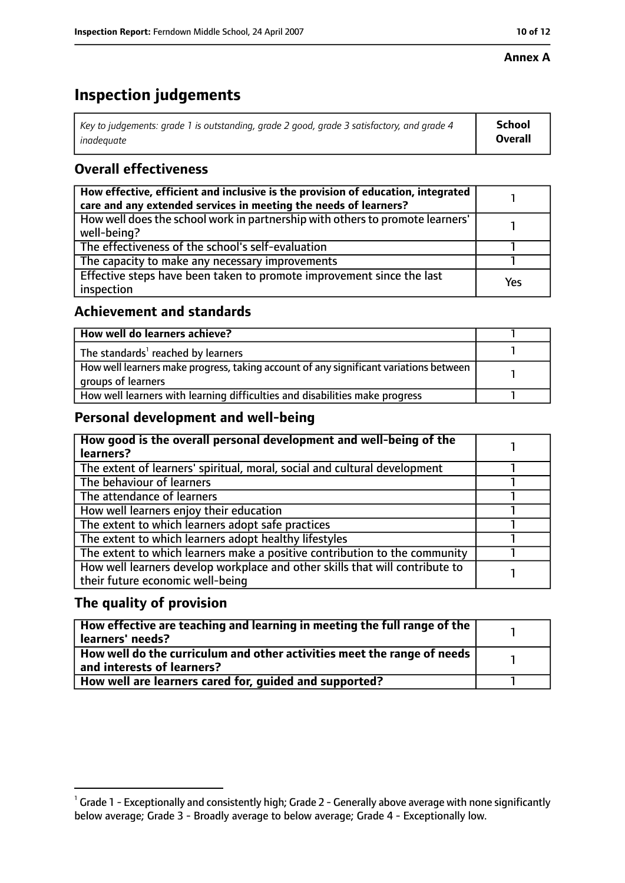**Annex A**

# Inspection judgements

| *Key to judgements: grade 1 is outstanding, grade 2 good, grade 3 satisfactory, and grade 4 inadequate* | **School Overall** |
|---|---|

## Overall effectiveness

| | |
|---|---|
| **How effective, efficient and inclusive is the provision of education, integrated care and any extended services in meeting the needs of learners?** | 1 |
| How well does the school work in partnership with others to promote learners' well-being? | 1 |
| The effectiveness of the school's self-evaluation | 1 |
| The capacity to make any necessary improvements | 1 |
| Effective steps have been taken to promote improvement since the last inspection | Yes |

## Achievement and standards

| | |
|---|---|
| **How well do learners achieve?** | 1 |
| The standards[1] reached by learners | 1 |
| How well learners make progress, taking account of any significant variations between groups of learners | 1 |
| How well learners with learning difficulties and disabilities make progress | 1 |

## Personal development and well-being

| | |
|---|---|
| **How good is the overall personal development and well-being of the learners?** | 1 |
| The extent of learners' spiritual, moral, social and cultural development | 1 |
| The behaviour of learners | 1 |
| The attendance of learners | 1 |
| How well learners enjoy their education | 1 |
| The extent to which learners adopt safe practices | 1 |
| The extent to which learners adopt healthy lifestyles | 1 |
| The extent to which learners make a positive contribution to the community | 1 |
| How well learners develop workplace and other skills that will contribute to their future economic well-being | 1 |

## The quality of provision

| | |
|---|---|
| **How effective are teaching and learning in meeting the full range of the learners' needs?** | 1 |
| **How well do the curriculum and other activities meet the range of needs and interests of learners?** | 1 |
| **How well are learners cared for, guided and supported?** | 1 |

[1] Grade 1 - Exceptionally and consistently high; Grade 2 - Generally above average with none significantly below average; Grade 3 - Broadly average to below average; Grade 4 - Exceptionally low.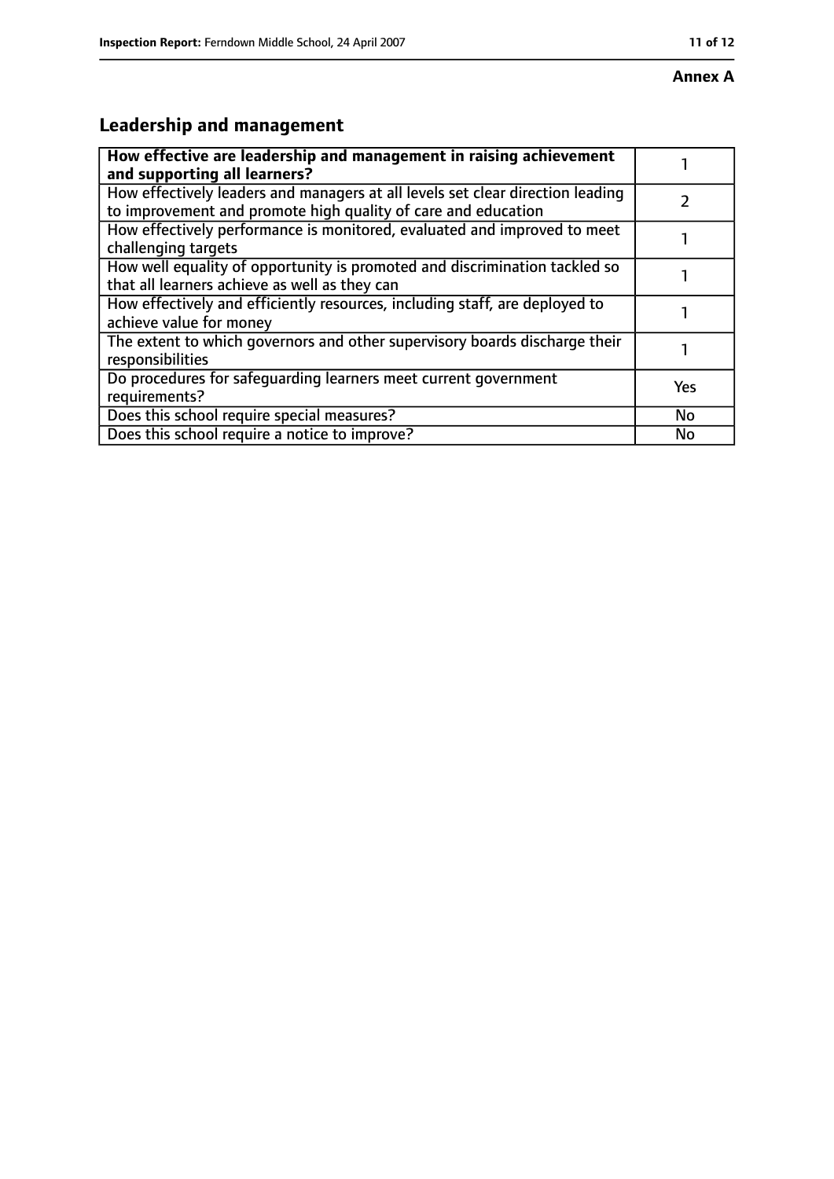**Annex A**

## Leadership and management

| How effective are leadership and management in raising achievement and supporting all learners? | 1 |
| --- | --- |
| How effectively leaders and managers at all levels set clear direction leading to improvement and promote high quality of care and education | 2 |
| How effectively performance is monitored, evaluated and improved to meet challenging targets | 1 |
| How well equality of opportunity is promoted and discrimination tackled so that all learners achieve as well as they can | 1 |
| How effectively and efficiently resources, including staff, are deployed to achieve value for money | 1 |
| The extent to which governors and other supervisory boards discharge their responsibilities | 1 |
| Do procedures for safeguarding learners meet current government requirements? | Yes |
| Does this school require special measures? | No |
| Does this school require a notice to improve? | No |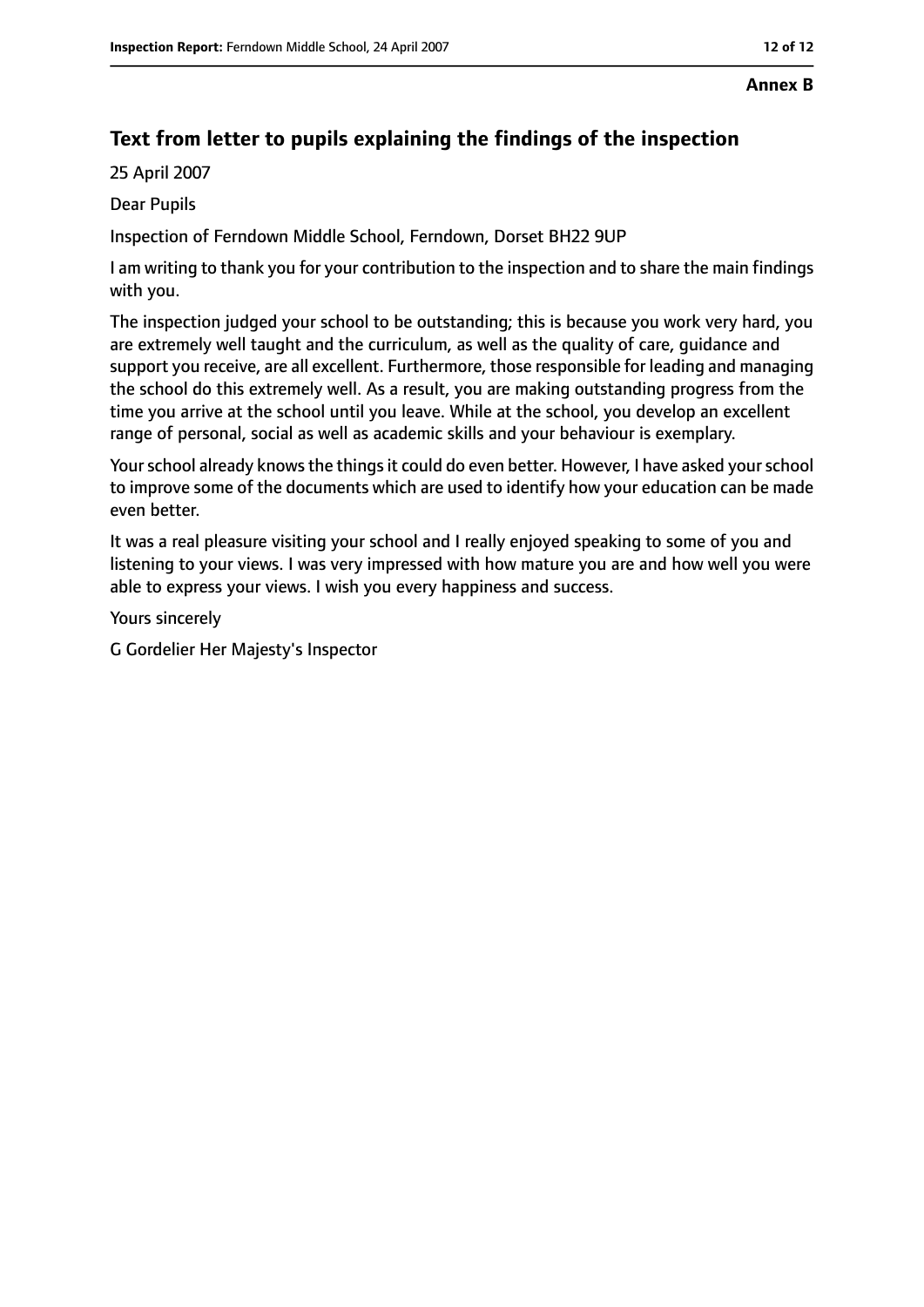**Annex B**

## Text from letter to pupils explaining the findings of the inspection

25 April 2007

Dear Pupils

Inspection of Ferndown Middle School, Ferndown, Dorset BH22 9UP

I am writing to thank you for your contribution to the inspection and to share the main findings with you.

The inspection judged your school to be outstanding; this is because you work very hard, you are extremely well taught and the curriculum, as well as the quality of care, guidance and support you receive, are all excellent. Furthermore, those responsible for leading and managing the school do this extremely well. As a result, you are making outstanding progress from the time you arrive at the school until you leave. While at the school, you develop an excellent range of personal, social as well as academic skills and your behaviour is exemplary.

Your school already knows the things it could do even better. However, I have asked your school to improve some of the documents which are used to identify how your education can be made even better.

It was a real pleasure visiting your school and I really enjoyed speaking to some of you and listening to your views. I was very impressed with how mature you are and how well you were able to express your views. I wish you every happiness and success.

Yours sincerely

G Gordelier Her Majesty's Inspector